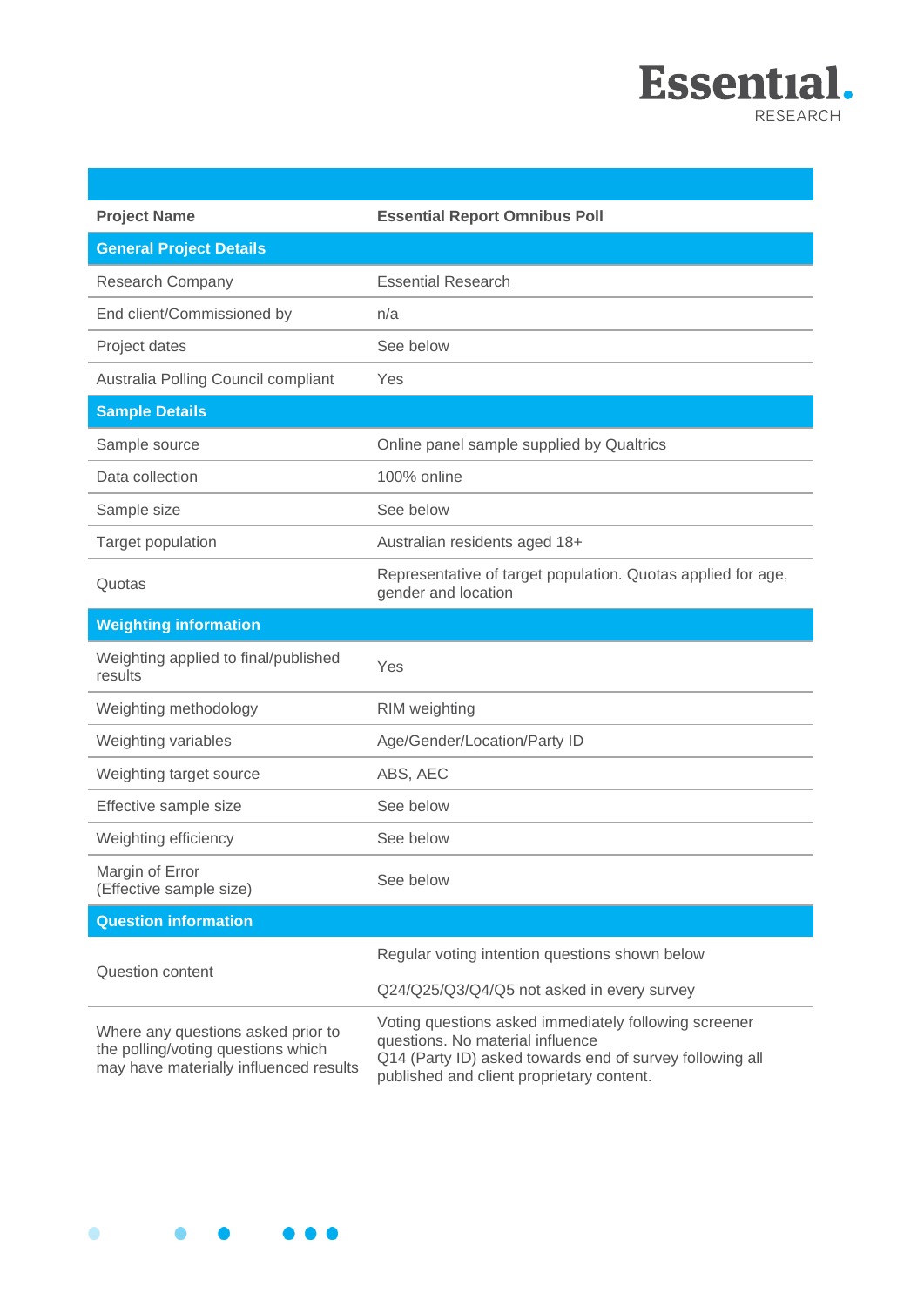Essential RESEARCH

| Project Name | Essential Report Omnibus Poll |
|---|---|
| **General Project Details** | |
| Research Company | Essential Research |
| End client/Commissioned by | n/a |
| Project dates | See below |
| Australia Polling Council compliant | Yes |
| **Sample Details** | |
| Sample source | Online panel sample supplied by Qualtrics |
| Data collection | 100% online |
| Sample size | See below |
| Target population | Australian residents aged 18+ |
| Quotas | Representative of target population. Quotas applied for age, gender and location |
| **Weighting information** | |
| Weighting applied to final/published results | Yes |
| Weighting methodology | RIM weighting |
| Weighting variables | Age/Gender/Location/Party ID |
| Weighting target source | ABS, AEC |
| Effective sample size | See below |
| Weighting efficiency | See below |
| Margin of Error (Effective sample size) | See below |
| **Question information** | |
| Question content | Regular voting intention questions shown below<br><br>Q24/Q25/Q3/Q4/Q5 not asked in every survey |
| Where any questions asked prior to the polling/voting questions which may have materially influenced results | Voting questions asked immediately following screener questions. No material influence<br>Q14 (Party ID) asked towards end of survey following all published and client proprietary content. |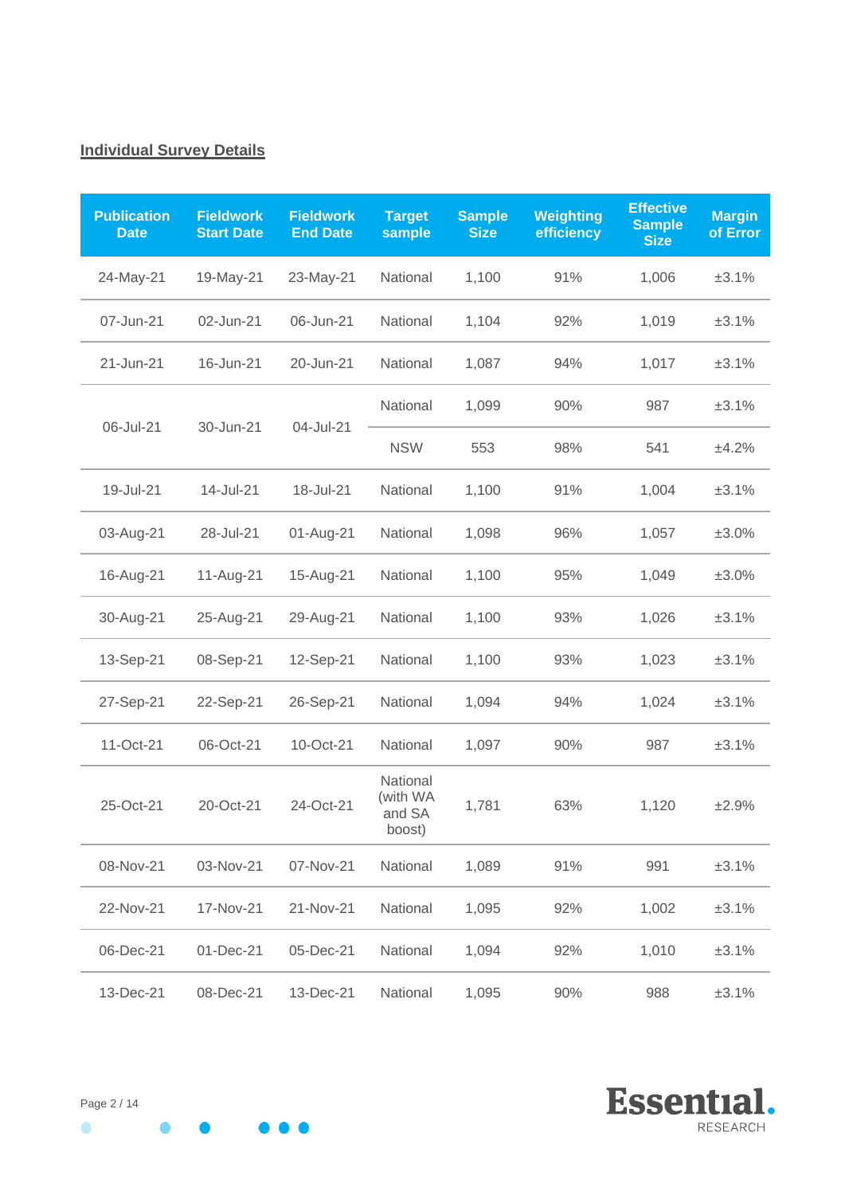## Individual Survey Details

| Publication Date | Fieldwork Start Date | Fieldwork End Date | Target sample | Sample Size | Weighting efficiency | Effective Sample Size | Margin of Error |
|---|---|---|---|---|---|---|---|
| 24-May-21 | 19-May-21 | 23-May-21 | National | 1,100 | 91% | 1,006 | ±3.1% |
| 07-Jun-21 | 02-Jun-21 | 06-Jun-21 | National | 1,104 | 92% | 1,019 | ±3.1% |
| 21-Jun-21 | 16-Jun-21 | 20-Jun-21 | National | 1,087 | 94% | 1,017 | ±3.1% |
| 06-Jul-21 | 30-Jun-21 | 04-Jul-21 | National | 1,099 | 90% | 987 | ±3.1% |
| | | | NSW | 553 | 98% | 541 | ±4.2% |
| 19-Jul-21 | 14-Jul-21 | 18-Jul-21 | National | 1,100 | 91% | 1,004 | ±3.1% |
| 03-Aug-21 | 28-Jul-21 | 01-Aug-21 | National | 1,098 | 96% | 1,057 | ±3.0% |
| 16-Aug-21 | 11-Aug-21 | 15-Aug-21 | National | 1,100 | 95% | 1,049 | ±3.0% |
| 30-Aug-21 | 25-Aug-21 | 29-Aug-21 | National | 1,100 | 93% | 1,026 | ±3.1% |
| 13-Sep-21 | 08-Sep-21 | 12-Sep-21 | National | 1,100 | 93% | 1,023 | ±3.1% |
| 27-Sep-21 | 22-Sep-21 | 26-Sep-21 | National | 1,094 | 94% | 1,024 | ±3.1% |
| 11-Oct-21 | 06-Oct-21 | 10-Oct-21 | National | 1,097 | 90% | 987 | ±3.1% |
| 25-Oct-21 | 20-Oct-21 | 24-Oct-21 | National (with WA and SA boost) | 1,781 | 63% | 1,120 | ±2.9% |
| 08-Nov-21 | 03-Nov-21 | 07-Nov-21 | National | 1,089 | 91% | 991 | ±3.1% |
| 22-Nov-21 | 17-Nov-21 | 21-Nov-21 | National | 1,095 | 92% | 1,002 | ±3.1% |
| 06-Dec-21 | 01-Dec-21 | 05-Dec-21 | National | 1,094 | 92% | 1,010 | ±3.1% |
| 13-Dec-21 | 08-Dec-21 | 13-Dec-21 | National | 1,095 | 90% | 988 | ±3.1% |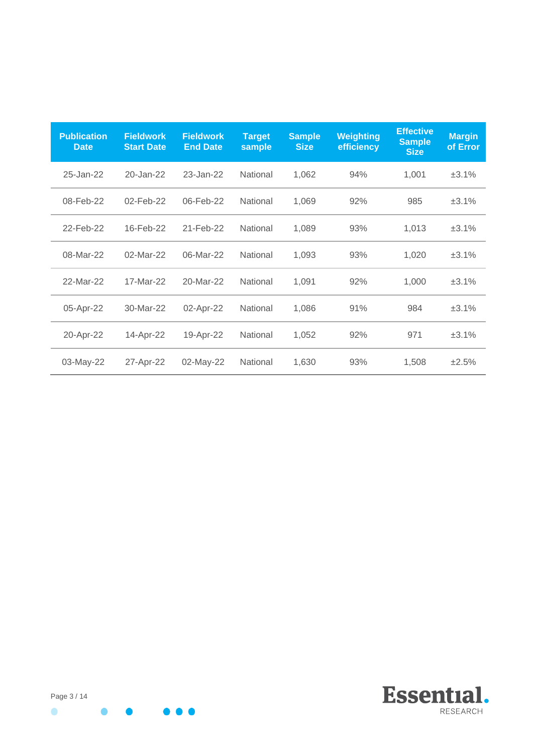| Publication Date | Fieldwork Start Date | Fieldwork End Date | Target sample | Sample Size | Weighting efficiency | Effective Sample Size | Margin of Error |
|---|---|---|---|---|---|---|---|
| 25-Jan-22 | 20-Jan-22 | 23-Jan-22 | National | 1,062 | 94% | 1,001 | ±3.1% |
| 08-Feb-22 | 02-Feb-22 | 06-Feb-22 | National | 1,069 | 92% | 985 | ±3.1% |
| 22-Feb-22 | 16-Feb-22 | 21-Feb-22 | National | 1,089 | 93% | 1,013 | ±3.1% |
| 08-Mar-22 | 02-Mar-22 | 06-Mar-22 | National | 1,093 | 93% | 1,020 | ±3.1% |
| 22-Mar-22 | 17-Mar-22 | 20-Mar-22 | National | 1,091 | 92% | 1,000 | ±3.1% |
| 05-Apr-22 | 30-Mar-22 | 02-Apr-22 | National | 1,086 | 91% | 984 | ±3.1% |
| 20-Apr-22 | 14-Apr-22 | 19-Apr-22 | National | 1,052 | 92% | 971 | ±3.1% |
| 03-May-22 | 27-Apr-22 | 02-May-22 | National | 1,630 | 93% | 1,508 | ±2.5% |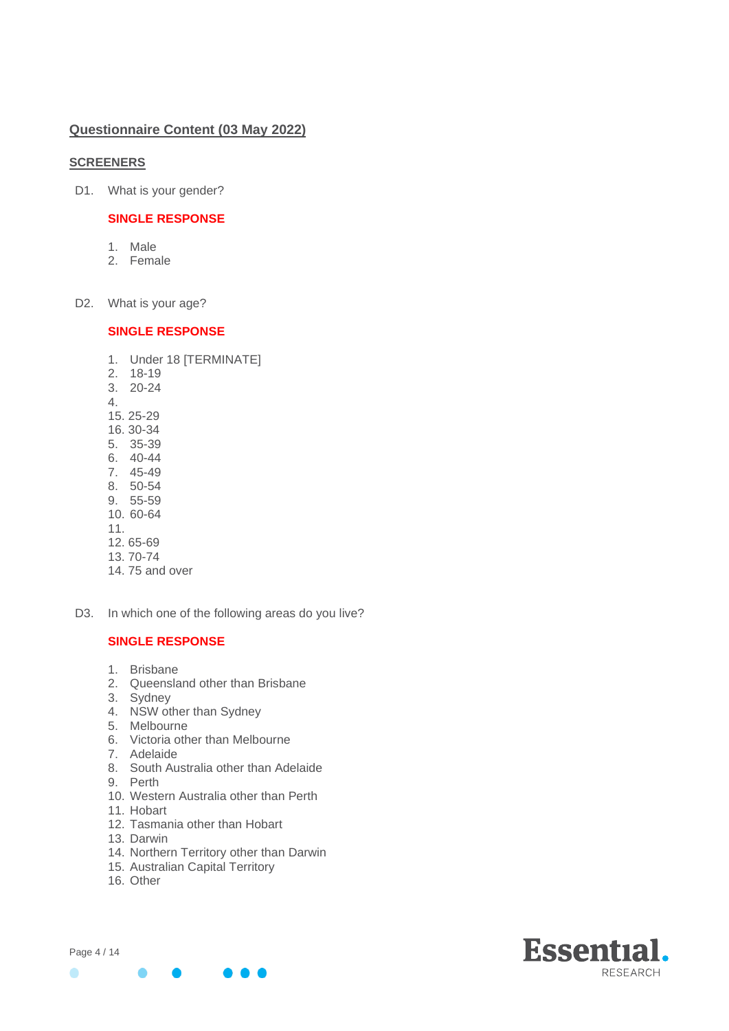## Questionnaire Content (03 May 2022)

### SCREENERS

D1. What is your gender?

**SINGLE RESPONSE**

1. Male
2. Female

D2. What is your age?

**SINGLE RESPONSE**

1. Under 18 [TERMINATE]
2. 18-19
3. 20-24
4.
15. 25-29
16. 30-34
5. 35-39
6. 40-44
7. 45-49
8. 50-54
9. 55-59
10. 60-64
11.
12. 65-69
13. 70-74
14. 75 and over

D3. In which one of the following areas do you live?

**SINGLE RESPONSE**

1. Brisbane
2. Queensland other than Brisbane
3. Sydney
4. NSW other than Sydney
5. Melbourne
6. Victoria other than Melbourne
7. Adelaide
8. South Australia other than Adelaide
9. Perth
10. Western Australia other than Perth
11. Hobart
12. Tasmania other than Hobart
13. Darwin
14. Northern Territory other than Darwin
15. Australian Capital Territory
16. Other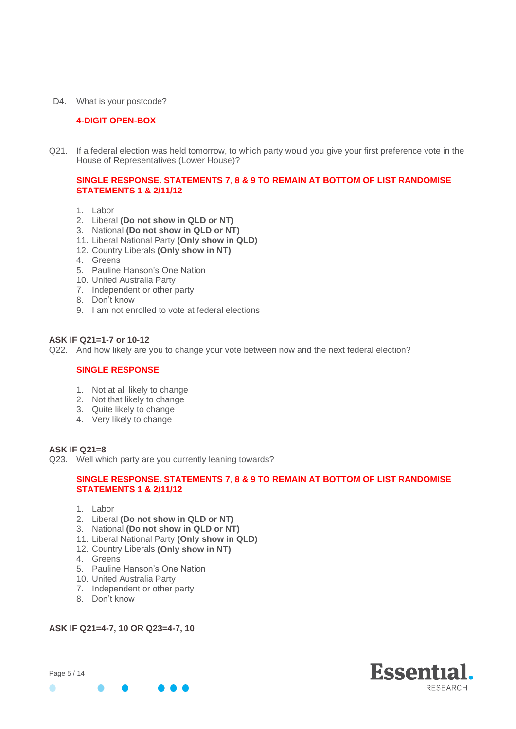D4. What is your postcode?

**4-DIGIT OPEN-BOX**

Q21. If a federal election was held tomorrow, to which party would you give your first preference vote in the House of Representatives (Lower House)?

**SINGLE RESPONSE. STATEMENTS 7, 8 & 9 TO REMAIN AT BOTTOM OF LIST RANDOMISE STATEMENTS 1 & 2/11/12**

1. Labor
2. Liberal **(Do not show in QLD or NT)**
3. National **(Do not show in QLD or NT)**
11. Liberal National Party **(Only show in QLD)**
12. Country Liberals **(Only show in NT)**
4. Greens
5. Pauline Hanson's One Nation
10. United Australia Party
7. Independent or other party
8. Don't know
9. I am not enrolled to vote at federal elections

**ASK IF Q21=1-7 or 10-12**

Q22. And how likely are you to change your vote between now and the next federal election?

**SINGLE RESPONSE**

1. Not at all likely to change
2. Not that likely to change
3. Quite likely to change
4. Very likely to change

**ASK IF Q21=8**

Q23. Well which party are you currently leaning towards?

**SINGLE RESPONSE. STATEMENTS 7, 8 & 9 TO REMAIN AT BOTTOM OF LIST RANDOMISE STATEMENTS 1 & 2/11/12**

1. Labor
2. Liberal **(Do not show in QLD or NT)**
3. National **(Do not show in QLD or NT)**
11. Liberal National Party **(Only show in QLD)**
12. Country Liberals **(Only show in NT)**
4. Greens
5. Pauline Hanson's One Nation
10. United Australia Party
7. Independent or other party
8. Don't know

**ASK IF Q21=4-7, 10 OR Q23=4-7, 10**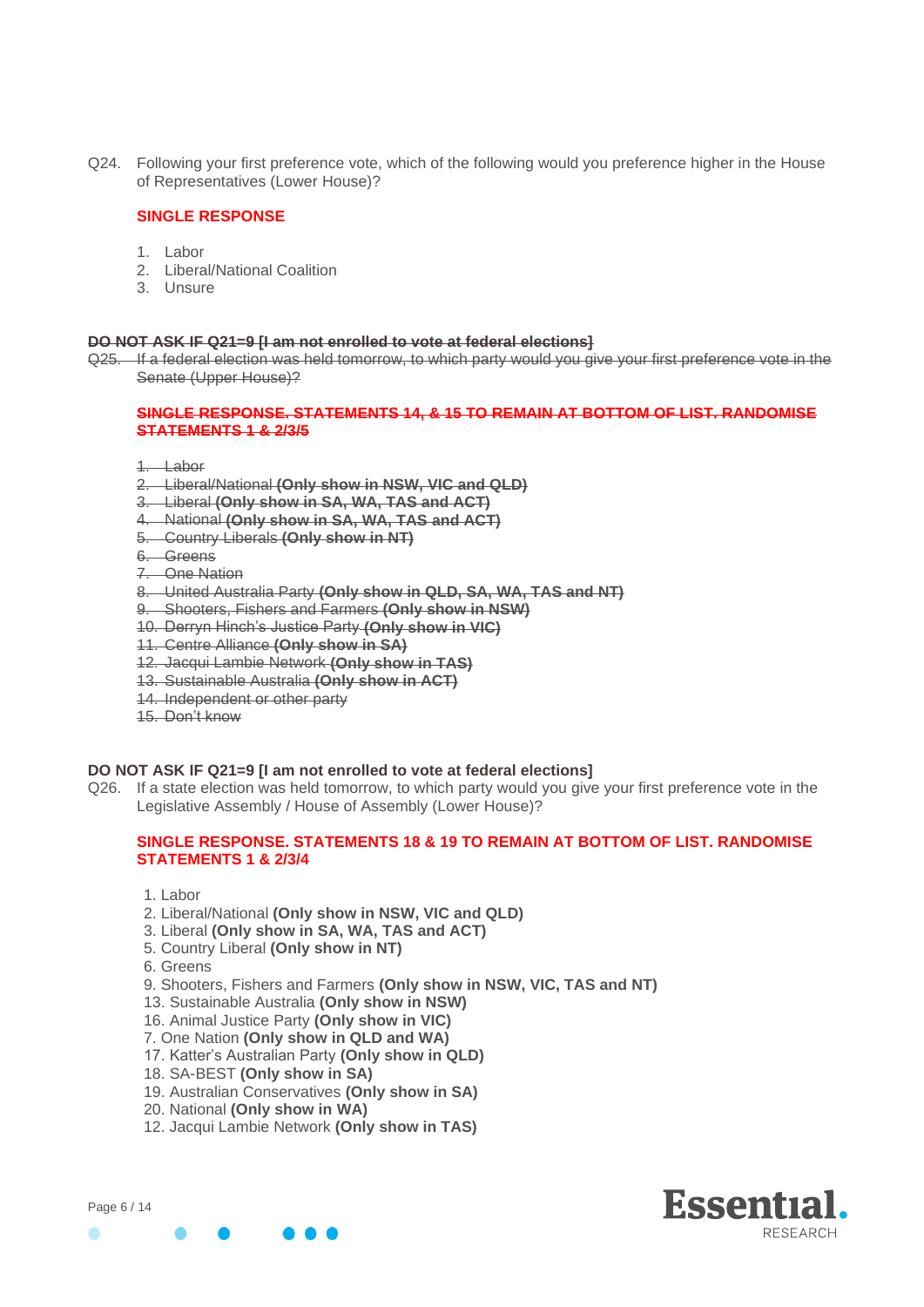Q24. Following your first preference vote, which of the following would you preference higher in the House of Representatives (Lower House)?

**SINGLE RESPONSE**

1. Labor
2. Liberal/National Coalition
3. Unsure

~~**DO NOT ASK IF Q21=9 [I am not enrolled to vote at federal elections]**~~

~~Q25. If a federal election was held tomorrow, to which party would you give your first preference vote in the Senate (Upper House)?~~

~~**SINGLE RESPONSE. STATEMENTS 14, & 15 TO REMAIN AT BOTTOM OF LIST. RANDOMISE STATEMENTS 1 & 2/3/5**~~

1. ~~Labor~~
2. ~~Liberal/National **(Only show in NSW, VIC and QLD)**~~
3. ~~Liberal **(Only show in SA, WA, TAS and ACT)**~~
4. ~~National **(Only show in SA, WA, TAS and ACT)**~~
5. ~~Country Liberals **(Only show in NT)**~~
6. ~~Greens~~
7. ~~One Nation~~
8. ~~United Australia Party **(Only show in QLD, SA, WA, TAS and NT)**~~
9. ~~Shooters, Fishers and Farmers **(Only show in NSW)**~~
10. ~~Derryn Hinch's Justice Party **(Only show in VIC)**~~
11. ~~Centre Alliance **(Only show in SA)**~~
12. ~~Jacqui Lambie Network **(Only show in TAS)**~~
13. ~~Sustainable Australia **(Only show in ACT)**~~
14. ~~Independent or other party~~
15. ~~Don't know~~

**DO NOT ASK IF Q21=9 [I am not enrolled to vote at federal elections]**

Q26. If a state election was held tomorrow, to which party would you give your first preference vote in the Legislative Assembly / House of Assembly (Lower House)?

**SINGLE RESPONSE. STATEMENTS 18 & 19 TO REMAIN AT BOTTOM OF LIST. RANDOMISE STATEMENTS 1 & 2/3/4**

1\. Labor
2\. Liberal/National **(Only show in NSW, VIC and QLD)**
3\. Liberal **(Only show in SA, WA, TAS and ACT)**
5\. Country Liberal **(Only show in NT)**
6\. Greens
9\. Shooters, Fishers and Farmers **(Only show in NSW, VIC, TAS and NT)**
13\. Sustainable Australia **(Only show in NSW)**
16\. Animal Justice Party **(Only show in VIC)**
7\. One Nation **(Only show in QLD and WA)**
17\. Katter's Australian Party **(Only show in QLD)**
18\. SA-BEST **(Only show in SA)**
19\. Australian Conservatives **(Only show in SA)**
20\. National **(Only show in WA)**
12\. Jacqui Lambie Network **(Only show in TAS)**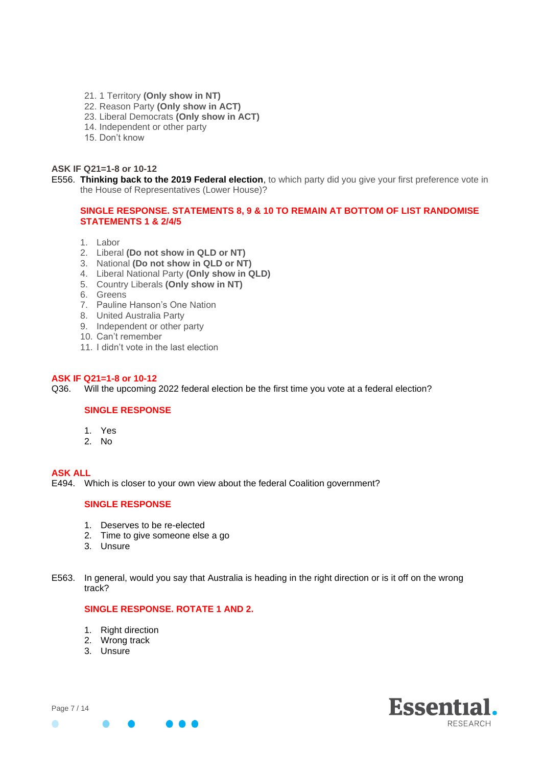21. 1 Territory **(Only show in NT)**
22. Reason Party **(Only show in ACT)**
23. Liberal Democrats **(Only show in ACT)**
14. Independent or other party
15. Don't know

**ASK IF Q21=1-8 or 10-12**

E556. **Thinking back to the 2019 Federal election**, to which party did you give your first preference vote in the House of Representatives (Lower House)?

**SINGLE RESPONSE. STATEMENTS 8, 9 & 10 TO REMAIN AT BOTTOM OF LIST RANDOMISE STATEMENTS 1 & 2/4/5**

1. Labor
2. Liberal **(Do not show in QLD or NT)**
3. National **(Do not show in QLD or NT)**
4. Liberal National Party **(Only show in QLD)**
5. Country Liberals **(Only show in NT)**
6. Greens
7. Pauline Hanson's One Nation
8. United Australia Party
9. Independent or other party
10. Can't remember
11. I didn't vote in the last election

**ASK IF Q21=1-8 or 10-12**

Q36. Will the upcoming 2022 federal election be the first time you vote at a federal election?

**SINGLE RESPONSE**

1. Yes
2. No

**ASK ALL**

E494. Which is closer to your own view about the federal Coalition government?

**SINGLE RESPONSE**

1. Deserves to be re-elected
2. Time to give someone else a go
3. Unsure

E563. In general, would you say that Australia is heading in the right direction or is it off on the wrong track?

**SINGLE RESPONSE. ROTATE 1 AND 2.**

1. Right direction
2. Wrong track
3. Unsure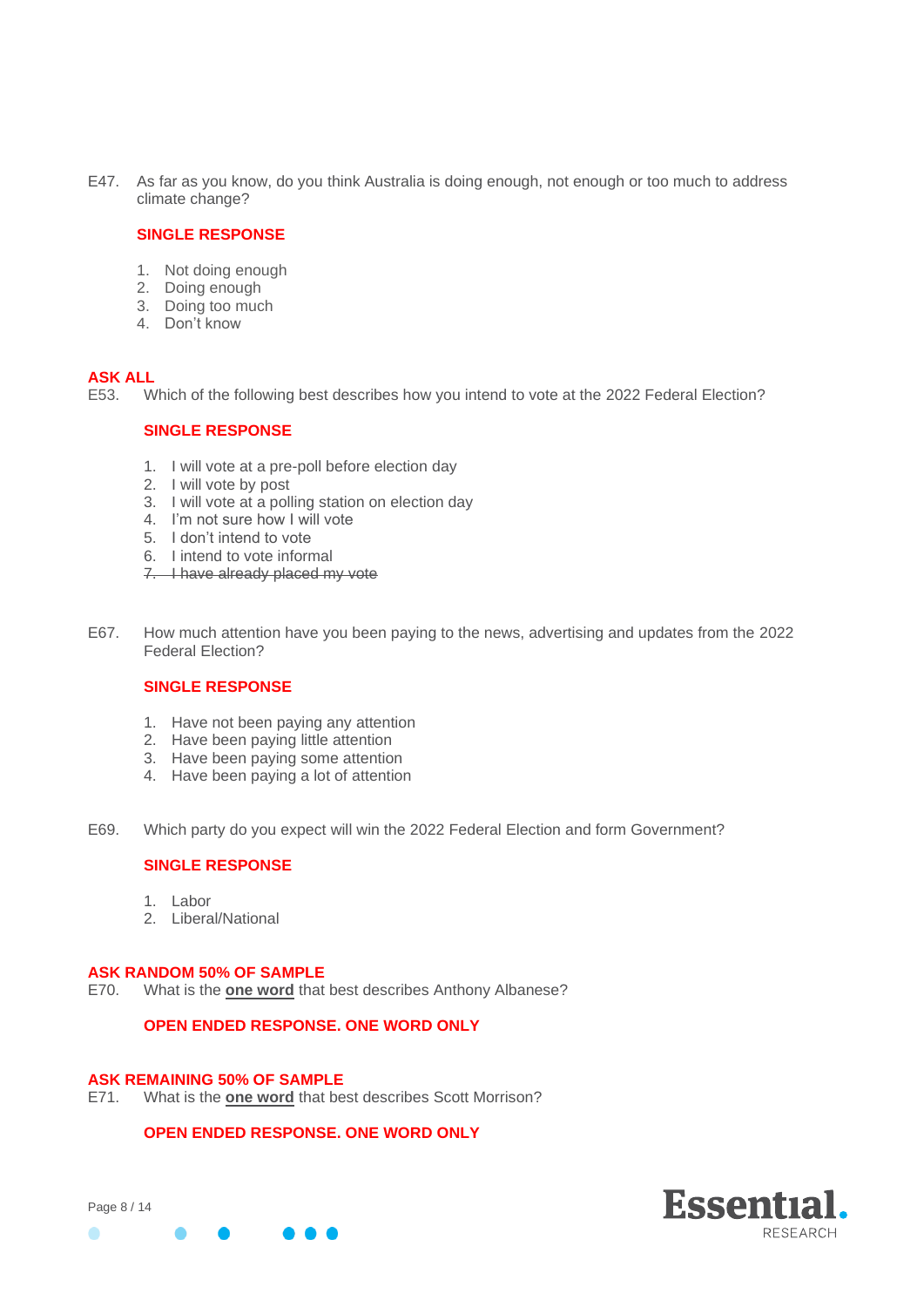E47. As far as you know, do you think Australia is doing enough, not enough or too much to address climate change?

**SINGLE RESPONSE**

1. Not doing enough
2. Doing enough
3. Doing too much
4. Don't know

**ASK ALL**

E53. Which of the following best describes how you intend to vote at the 2022 Federal Election?

**SINGLE RESPONSE**

1. I will vote at a pre-poll before election day
2. I will vote by post
3. I will vote at a polling station on election day
4. I'm not sure how I will vote
5. I don't intend to vote
6. I intend to vote informal
7. ~~I have already placed my vote~~

E67. How much attention have you been paying to the news, advertising and updates from the 2022 Federal Election?

**SINGLE RESPONSE**

1. Have not been paying any attention
2. Have been paying little attention
3. Have been paying some attention
4. Have been paying a lot of attention

E69. Which party do you expect will win the 2022 Federal Election and form Government?

**SINGLE RESPONSE**

1. Labor
2. Liberal/National

**ASK RANDOM 50% OF SAMPLE**

E70. What is the **one word** that best describes Anthony Albanese?

**OPEN ENDED RESPONSE. ONE WORD ONLY**

**ASK REMAINING 50% OF SAMPLE**

E71. What is the **one word** that best describes Scott Morrison?

**OPEN ENDED RESPONSE. ONE WORD ONLY**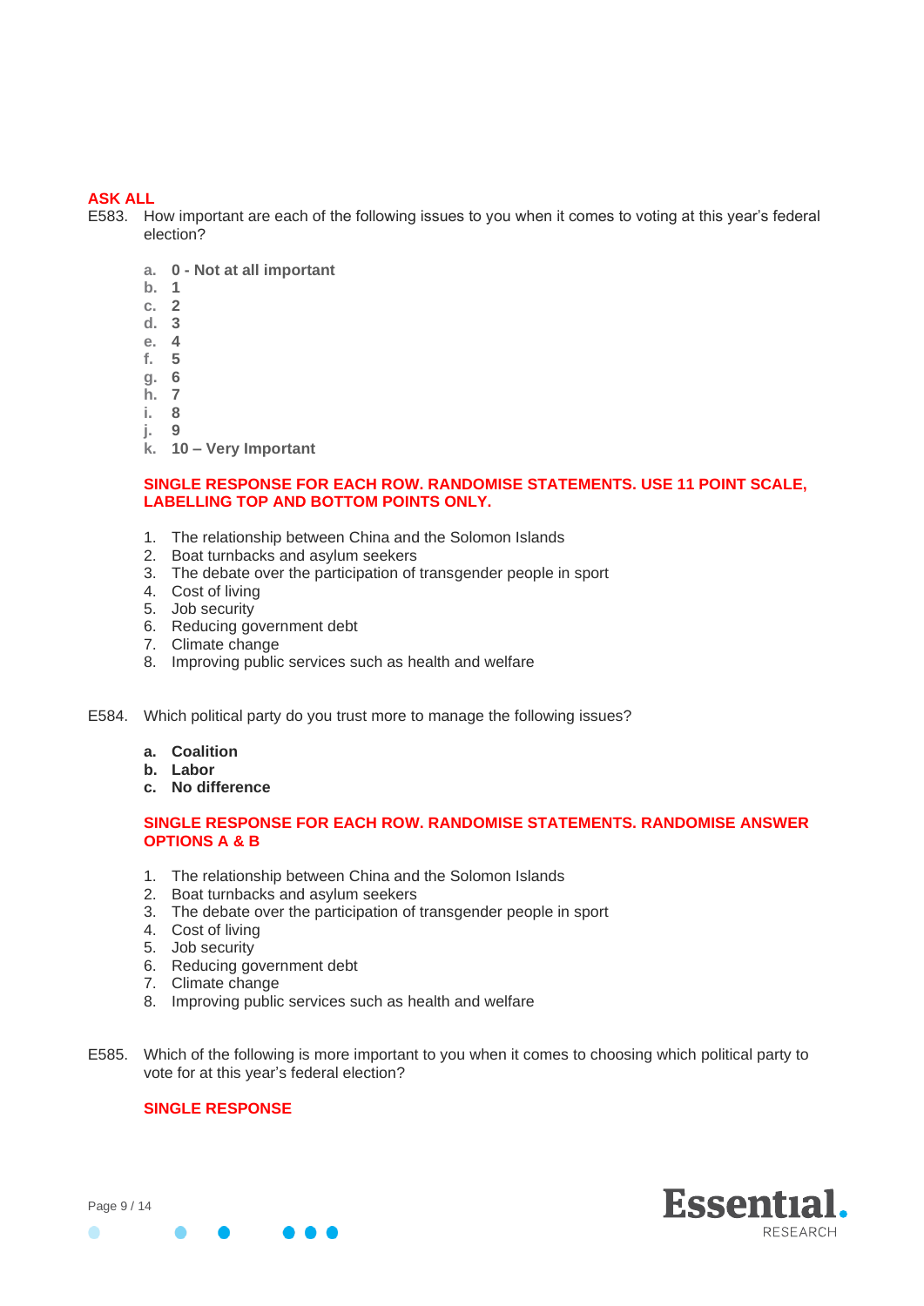**ASK ALL**

E583. How important are each of the following issues to you when it comes to voting at this year's federal election?

a. **0 - Not at all important**
b. **1**
c. **2**
d. **3**
e. **4**
f. **5**
g. **6**
h. **7**
i. **8**
j. **9**
k. **10 – Very Important**

**SINGLE RESPONSE FOR EACH ROW. RANDOMISE STATEMENTS. USE 11 POINT SCALE, LABELLING TOP AND BOTTOM POINTS ONLY.**

1. The relationship between China and the Solomon Islands
2. Boat turnbacks and asylum seekers
3. The debate over the participation of transgender people in sport
4. Cost of living
5. Job security
6. Reducing government debt
7. Climate change
8. Improving public services such as health and welfare

E584. Which political party do you trust more to manage the following issues?

a. **Coalition**
b. **Labor**
c. **No difference**

**SINGLE RESPONSE FOR EACH ROW. RANDOMISE STATEMENTS. RANDOMISE ANSWER OPTIONS A & B**

1. The relationship between China and the Solomon Islands
2. Boat turnbacks and asylum seekers
3. The debate over the participation of transgender people in sport
4. Cost of living
5. Job security
6. Reducing government debt
7. Climate change
8. Improving public services such as health and welfare

E585. Which of the following is more important to you when it comes to choosing which political party to vote for at this year's federal election?

**SINGLE RESPONSE**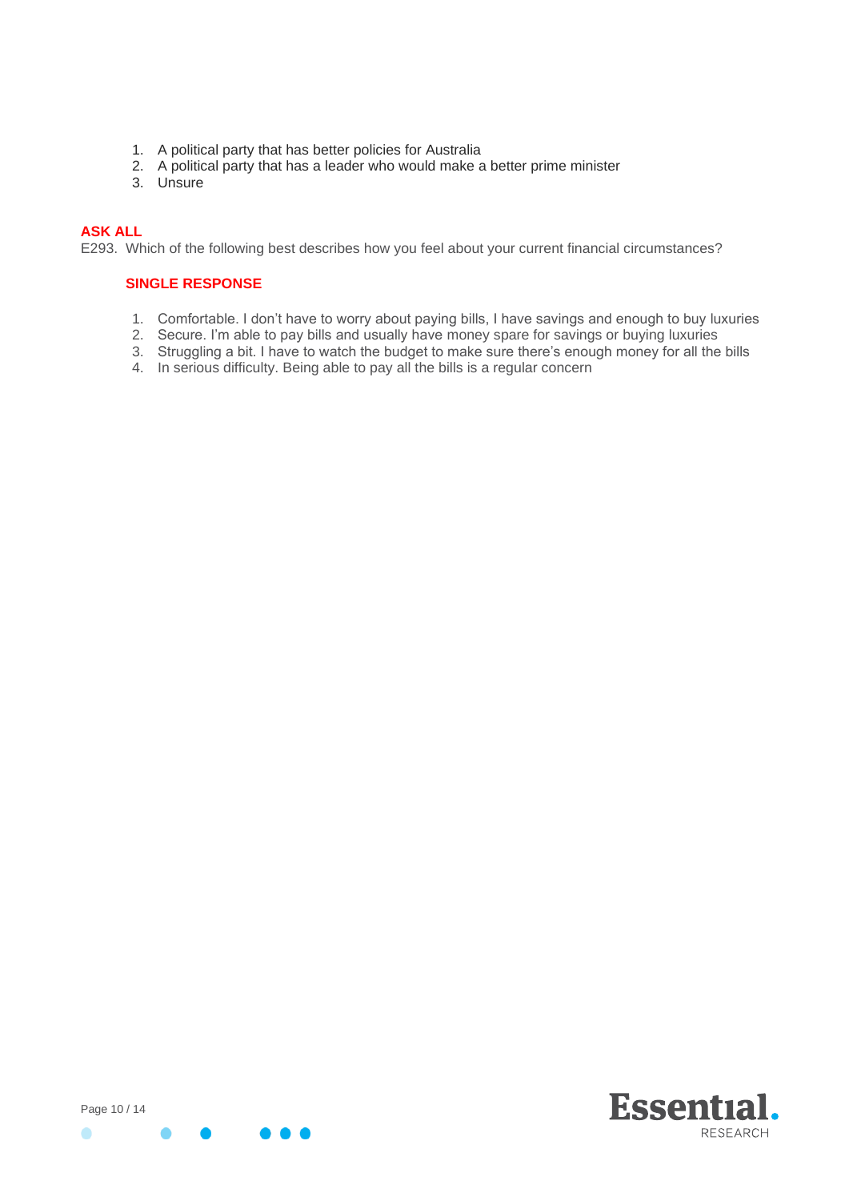1. A political party that has better policies for Australia
2. A political party that has a leader who would make a better prime minister
3. Unsure

**ASK ALL**

E293. Which of the following best describes how you feel about your current financial circumstances?

**SINGLE RESPONSE**

1. Comfortable. I don't have to worry about paying bills, I have savings and enough to buy luxuries
2. Secure. I'm able to pay bills and usually have money spare for savings or buying luxuries
3. Struggling a bit. I have to watch the budget to make sure there's enough money for all the bills
4. In serious difficulty. Being able to pay all the bills is a regular concern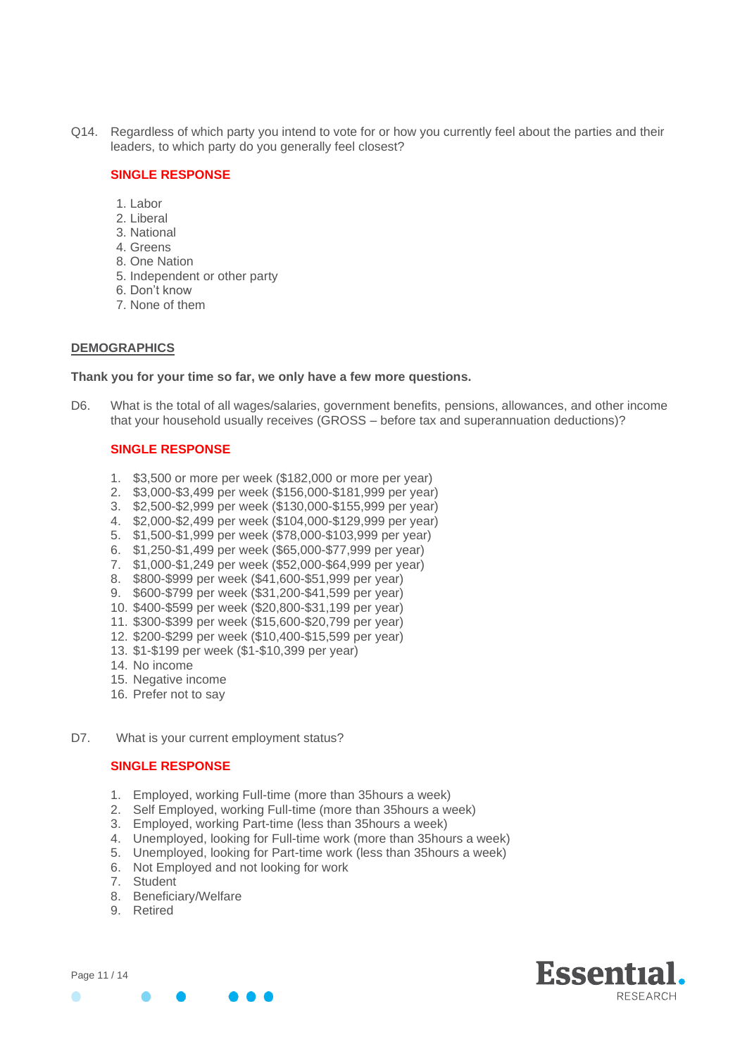Q14. Regardless of which party you intend to vote for or how you currently feel about the parties and their leaders, to which party do you generally feel closest?

**SINGLE RESPONSE**

1. Labor
2. Liberal
3. National
4. Greens
8. One Nation
5. Independent or other party
6. Don't know
7. None of them

## DEMOGRAPHICS

**Thank you for your time so far, we only have a few more questions.**

D6. What is the total of all wages/salaries, government benefits, pensions, allowances, and other income that your household usually receives (GROSS – before tax and superannuation deductions)?

**SINGLE RESPONSE**

1. $3,500 or more per week ($182,000 or more per year)
2. $3,000-$3,499 per week ($156,000-$181,999 per year)
3. $2,500-$2,999 per week ($130,000-$155,999 per year)
4. $2,000-$2,499 per week ($104,000-$129,999 per year)
5. $1,500-$1,999 per week ($78,000-$103,999 per year)
6. $1,250-$1,499 per week ($65,000-$77,999 per year)
7. $1,000-$1,249 per week ($52,000-$64,999 per year)
8. $800-$999 per week ($41,600-$51,999 per year)
9. $600-$799 per week ($31,200-$41,599 per year)
10. $400-$599 per week ($20,800-$31,199 per year)
11. $300-$399 per week ($15,600-$20,799 per year)
12. $200-$299 per week ($10,400-$15,599 per year)
13. $1-$199 per week ($1-$10,399 per year)
14. No income
15. Negative income
16. Prefer not to say

D7. What is your current employment status?

**SINGLE RESPONSE**

1. Employed, working Full-time (more than 35hours a week)
2. Self Employed, working Full-time (more than 35hours a week)
3. Employed, working Part-time (less than 35hours a week)
4. Unemployed, looking for Full-time work (more than 35hours a week)
5. Unemployed, looking for Part-time work (less than 35hours a week)
6. Not Employed and not looking for work
7. Student
8. Beneficiary/Welfare
9. Retired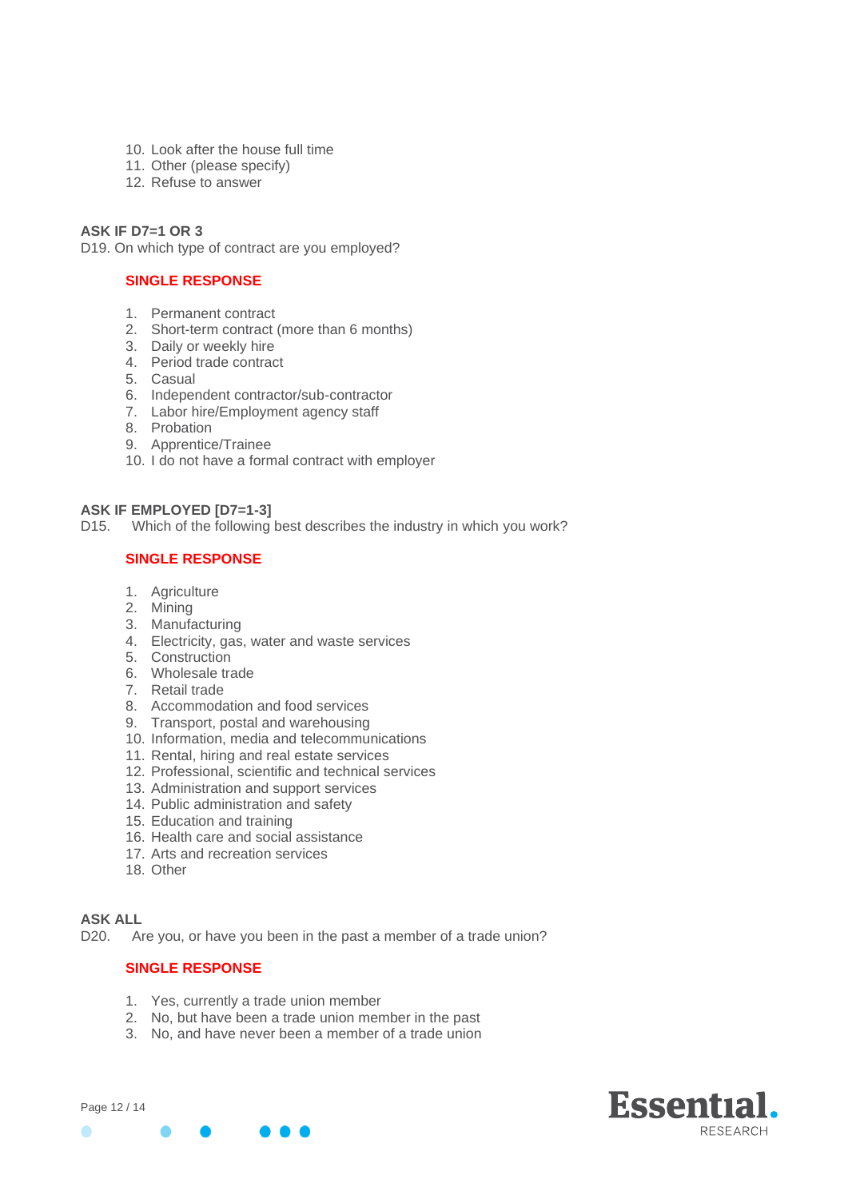10. Look after the house full time
11. Other (please specify)
12. Refuse to answer

**ASK IF D7=1 OR 3**

D19. On which type of contract are you employed?

**SINGLE RESPONSE**

1. Permanent contract
2. Short-term contract (more than 6 months)
3. Daily or weekly hire
4. Period trade contract
5. Casual
6. Independent contractor/sub-contractor
7. Labor hire/Employment agency staff
8. Probation
9. Apprentice/Trainee
10. I do not have a formal contract with employer

**ASK IF EMPLOYED [D7=1-3]**

D15. Which of the following best describes the industry in which you work?

**SINGLE RESPONSE**

1. Agriculture
2. Mining
3. Manufacturing
4. Electricity, gas, water and waste services
5. Construction
6. Wholesale trade
7. Retail trade
8. Accommodation and food services
9. Transport, postal and warehousing
10. Information, media and telecommunications
11. Rental, hiring and real estate services
12. Professional, scientific and technical services
13. Administration and support services
14. Public administration and safety
15. Education and training
16. Health care and social assistance
17. Arts and recreation services
18. Other

**ASK ALL**

D20. Are you, or have you been in the past a member of a trade union?

**SINGLE RESPONSE**

1. Yes, currently a trade union member
2. No, but have been a trade union member in the past
3. No, and have never been a member of a trade union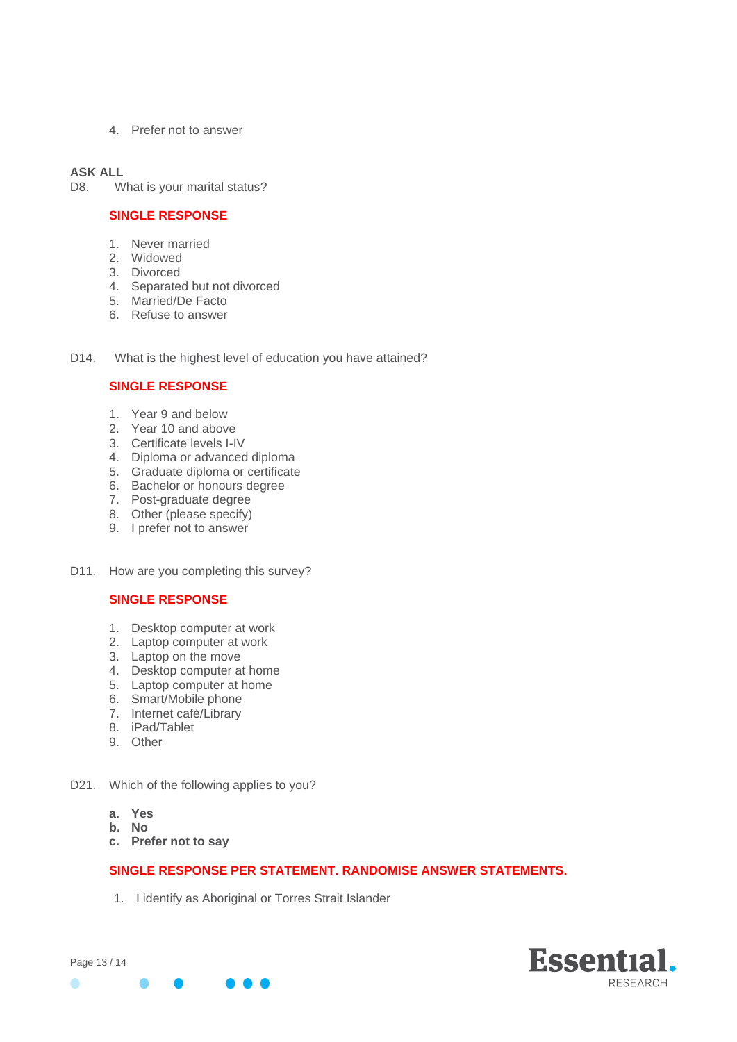4. Prefer not to answer

**ASK ALL**

D8. What is your marital status?

**SINGLE RESPONSE**

1. Never married
2. Widowed
3. Divorced
4. Separated but not divorced
5. Married/De Facto
6. Refuse to answer

D14. What is the highest level of education you have attained?

**SINGLE RESPONSE**

1. Year 9 and below
2. Year 10 and above
3. Certificate levels I-IV
4. Diploma or advanced diploma
5. Graduate diploma or certificate
6. Bachelor or honours degree
7. Post-graduate degree
8. Other (please specify)
9. I prefer not to answer

D11. How are you completing this survey?

**SINGLE RESPONSE**

1. Desktop computer at work
2. Laptop computer at work
3. Laptop on the move
4. Desktop computer at home
5. Laptop computer at home
6. Smart/Mobile phone
7. Internet café/Library
8. iPad/Tablet
9. Other

D21. Which of the following applies to you?

**a. Yes**
**b. No**
**c. Prefer not to say**

**SINGLE RESPONSE PER STATEMENT. RANDOMISE ANSWER STATEMENTS.**

1. I identify as Aboriginal or Torres Strait Islander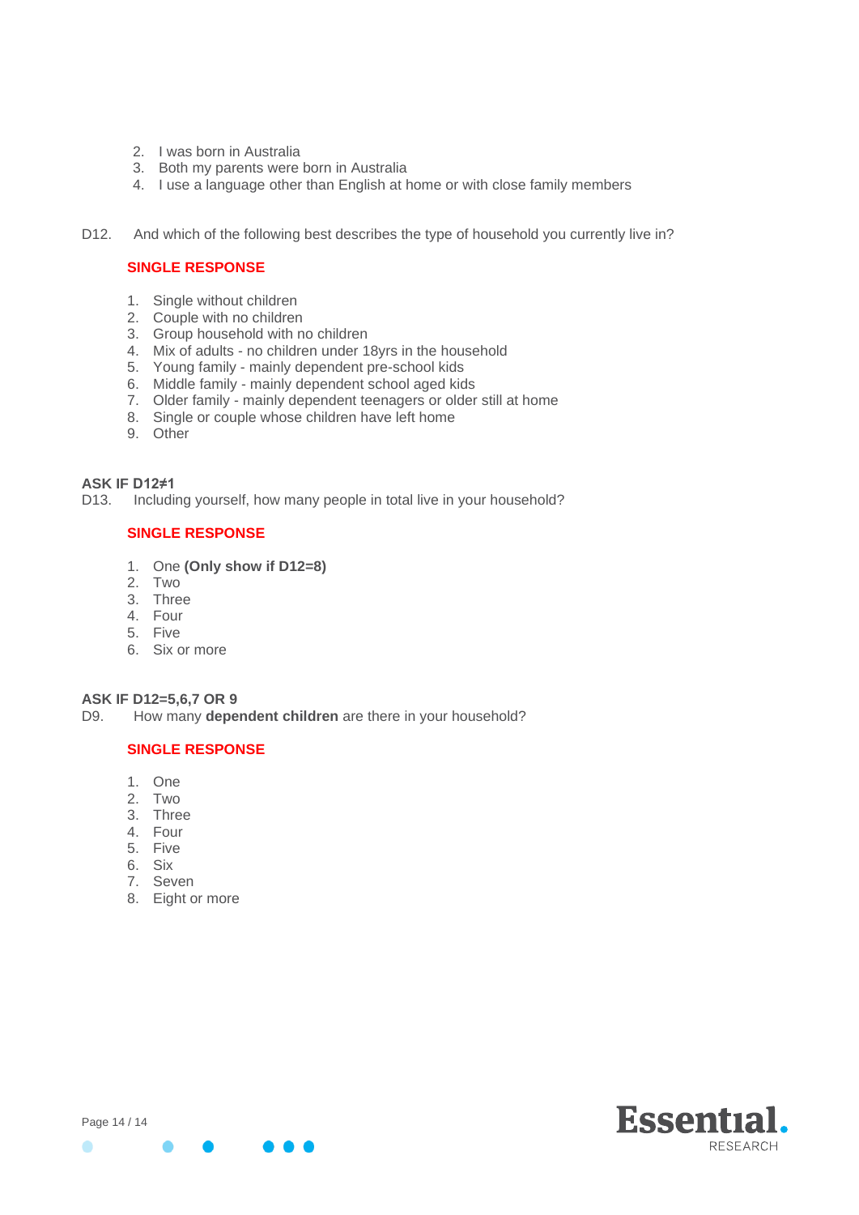2. I was born in Australia
3. Both my parents were born in Australia
4. I use a language other than English at home or with close family members

D12. And which of the following best describes the type of household you currently live in?

**SINGLE RESPONSE**

1. Single without children
2. Couple with no children
3. Group household with no children
4. Mix of adults - no children under 18yrs in the household
5. Young family - mainly dependent pre-school kids
6. Middle family - mainly dependent school aged kids
7. Older family - mainly dependent teenagers or older still at home
8. Single or couple whose children have left home
9. Other

**ASK IF D12≠1**

D13. Including yourself, how many people in total live in your household?

**SINGLE RESPONSE**

1. One **(Only show if D12=8)**
2. Two
3. Three
4. Four
5. Five
6. Six or more

**ASK IF D12=5,6,7 OR 9**

D9. How many **dependent children** are there in your household?

**SINGLE RESPONSE**

1. One
2. Two
3. Three
4. Four
5. Five
6. Six
7. Seven
8. Eight or more